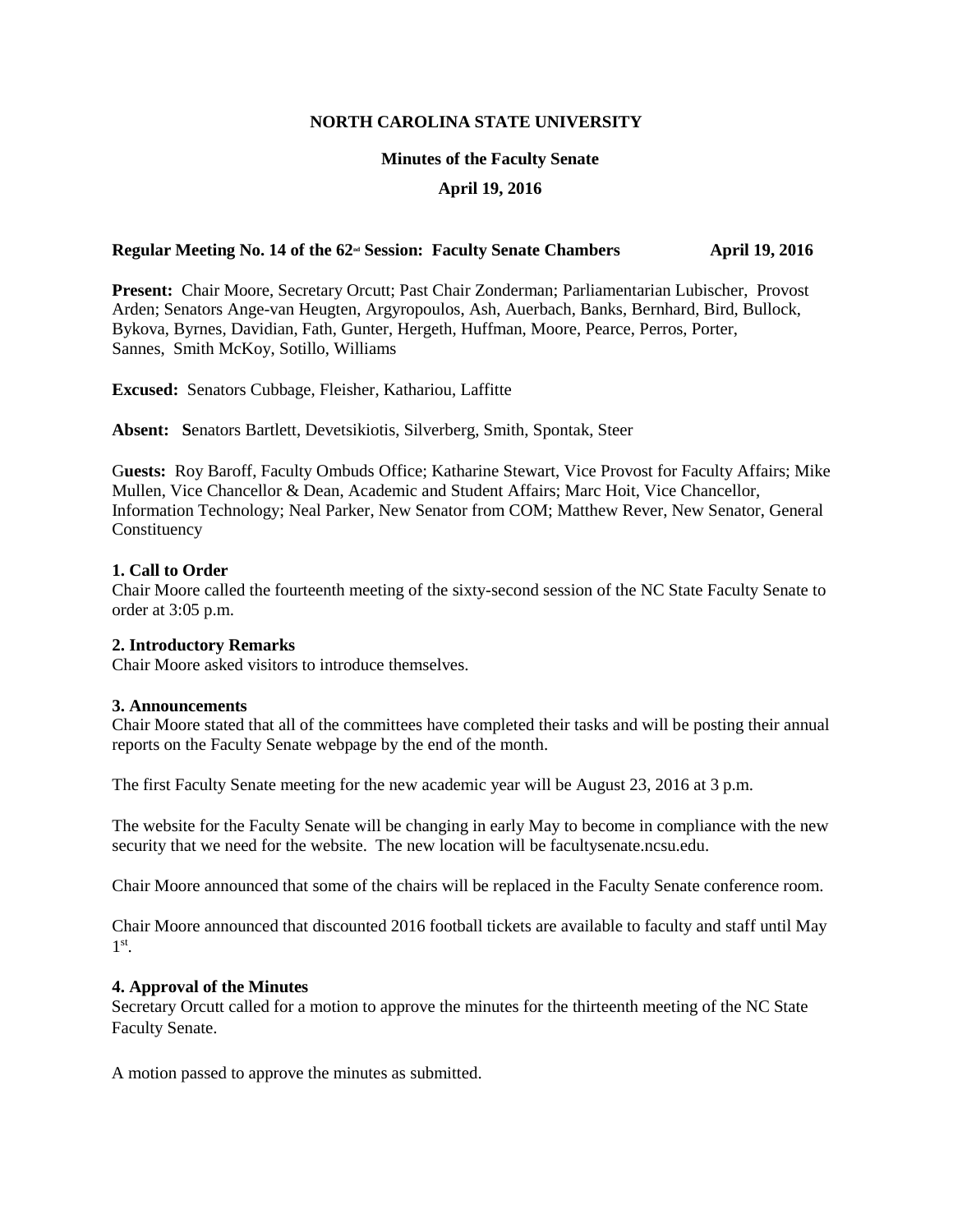**NORTH CAROLINA STATE UNIVERSITY**

**Minutes of the Faculty Senate**

**April 19, 2016**

**Regular Meeting No. 14 of the 62nd Session: Faculty Senate Chambers April 19, 2016**

**Present:** Chair Moore, Secretary Orcutt; Past Chair Zonderman; Parliamentarian Lubischer, Provost Arden; Senators Ange-van Heugten, Argyropoulos, Ash, Auerbach, Banks, Bernhard, Bird, Bullock, Bykova, Byrnes, Davidian, Fath, Gunter, Hergeth, Huffman, Moore, Pearce, Perros, Porter, Sannes, Smith McKoy, Sotillo, Williams

**Excused:** Senators Cubbage, Fleisher, Kathariou, Laffitte

**Absent:** Senators Bartlett, Devetsikiotis, Silverberg, Smith, Spontak, Steer

**Guests:** Roy Baroff, Faculty Ombuds Office; Katharine Stewart, Vice Provost for Faculty Affairs; Mike Mullen, Vice Chancellor & Dean, Academic and Student Affairs; Marc Hoit, Vice Chancellor, Information Technology; Neal Parker, New Senator from COM; Matthew Rever, New Senator, General Constituency

**1. Call to Order**
Chair Moore called the fourteenth meeting of the sixty-second session of the NC State Faculty Senate to order at 3:05 p.m.

**2. Introductory Remarks**
Chair Moore asked visitors to introduce themselves.

**3. Announcements**
Chair Moore stated that all of the committees have completed their tasks and will be posting their annual reports on the Faculty Senate webpage by the end of the month.

The first Faculty Senate meeting for the new academic year will be August 23, 2016 at 3 p.m.

The website for the Faculty Senate will be changing in early May to become in compliance with the new security that we need for the website. The new location will be facultysenate.ncsu.edu.

Chair Moore announced that some of the chairs will be replaced in the Faculty Senate conference room.

Chair Moore announced that discounted 2016 football tickets are available to faculty and staff until May 1st.

**4. Approval of the Minutes**
Secretary Orcutt called for a motion to approve the minutes for the thirteenth meeting of the NC State Faculty Senate.

A motion passed to approve the minutes as submitted.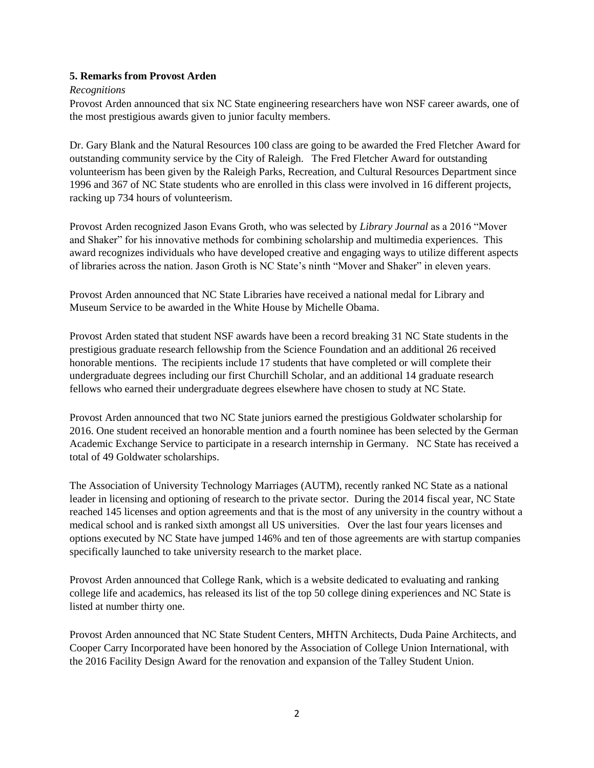**5. Remarks from Provost Arden**

*Recognitions*

Provost Arden announced that six NC State engineering researchers have won NSF career awards, one of the most prestigious awards given to junior faculty members.

Dr. Gary Blank and the Natural Resources 100 class are going to be awarded the Fred Fletcher Award for outstanding community service by the City of Raleigh. The Fred Fletcher Award for outstanding volunteerism has been given by the Raleigh Parks, Recreation, and Cultural Resources Department since 1996 and 367 of NC State students who are enrolled in this class were involved in 16 different projects, racking up 734 hours of volunteerism.

Provost Arden recognized Jason Evans Groth, who was selected by *Library Journal* as a 2016 "Mover and Shaker" for his innovative methods for combining scholarship and multimedia experiences. This award recognizes individuals who have developed creative and engaging ways to utilize different aspects of libraries across the nation. Jason Groth is NC State's ninth "Mover and Shaker" in eleven years.

Provost Arden announced that NC State Libraries have received a national medal for Library and Museum Service to be awarded in the White House by Michelle Obama.

Provost Arden stated that student NSF awards have been a record breaking 31 NC State students in the prestigious graduate research fellowship from the Science Foundation and an additional 26 received honorable mentions. The recipients include 17 students that have completed or will complete their undergraduate degrees including our first Churchill Scholar, and an additional 14 graduate research fellows who earned their undergraduate degrees elsewhere have chosen to study at NC State.

Provost Arden announced that two NC State juniors earned the prestigious Goldwater scholarship for 2016. One student received an honorable mention and a fourth nominee has been selected by the German Academic Exchange Service to participate in a research internship in Germany. NC State has received a total of 49 Goldwater scholarships.

The Association of University Technology Marriages (AUTM), recently ranked NC State as a national leader in licensing and optioning of research to the private sector. During the 2014 fiscal year, NC State reached 145 licenses and option agreements and that is the most of any university in the country without a medical school and is ranked sixth amongst all US universities. Over the last four years licenses and options executed by NC State have jumped 146% and ten of those agreements are with startup companies specifically launched to take university research to the market place.

Provost Arden announced that College Rank, which is a website dedicated to evaluating and ranking college life and academics, has released its list of the top 50 college dining experiences and NC State is listed at number thirty one.

Provost Arden announced that NC State Student Centers, MHTN Architects, Duda Paine Architects, and Cooper Carry Incorporated have been honored by the Association of College Union International, with the 2016 Facility Design Award for the renovation and expansion of the Talley Student Union.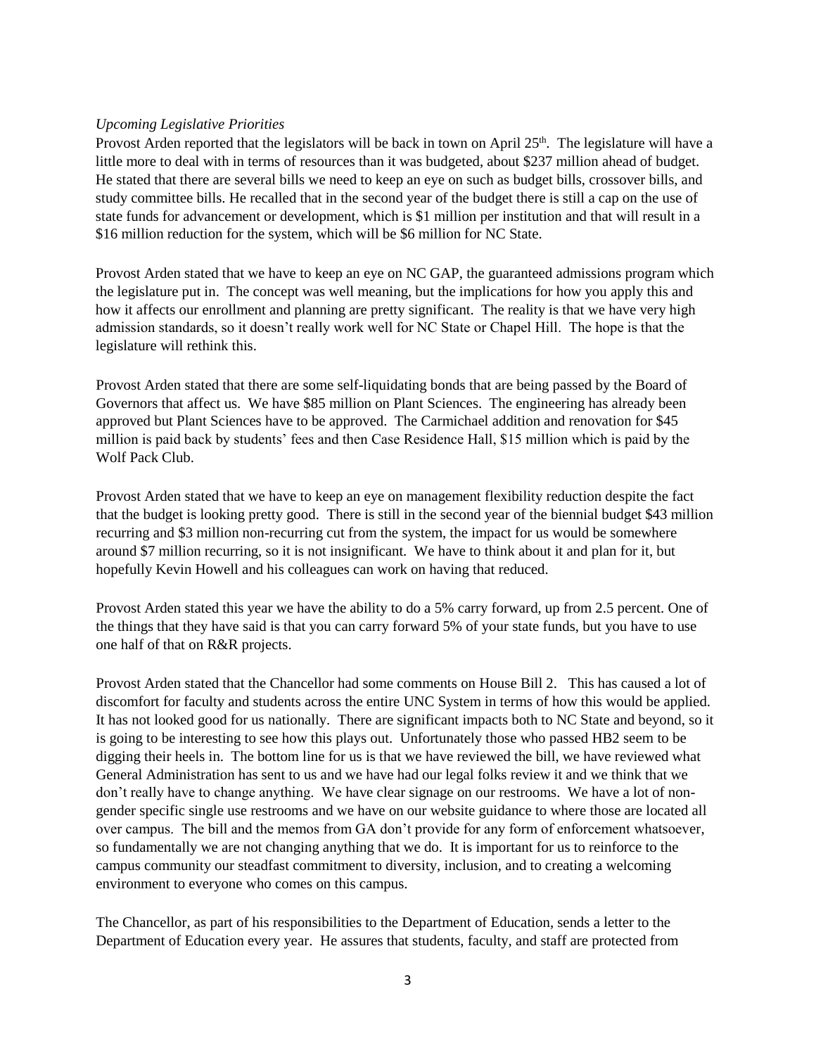*Upcoming Legislative Priorities*

Provost Arden reported that the legislators will be back in town on April 25th. The legislature will have a little more to deal with in terms of resources than it was budgeted, about $237 million ahead of budget. He stated that there are several bills we need to keep an eye on such as budget bills, crossover bills, and study committee bills. He recalled that in the second year of the budget there is still a cap on the use of state funds for advancement or development, which is $1 million per institution and that will result in a $16 million reduction for the system, which will be $6 million for NC State.

Provost Arden stated that we have to keep an eye on NC GAP, the guaranteed admissions program which the legislature put in. The concept was well meaning, but the implications for how you apply this and how it affects our enrollment and planning are pretty significant. The reality is that we have very high admission standards, so it doesn't really work well for NC State or Chapel Hill. The hope is that the legislature will rethink this.

Provost Arden stated that there are some self-liquidating bonds that are being passed by the Board of Governors that affect us. We have $85 million on Plant Sciences. The engineering has already been approved but Plant Sciences have to be approved. The Carmichael addition and renovation for $45 million is paid back by students' fees and then Case Residence Hall, $15 million which is paid by the Wolf Pack Club.

Provost Arden stated that we have to keep an eye on management flexibility reduction despite the fact that the budget is looking pretty good. There is still in the second year of the biennial budget $43 million recurring and $3 million non-recurring cut from the system, the impact for us would be somewhere around $7 million recurring, so it is not insignificant. We have to think about it and plan for it, but hopefully Kevin Howell and his colleagues can work on having that reduced.

Provost Arden stated this year we have the ability to do a 5% carry forward, up from 2.5 percent. One of the things that they have said is that you can carry forward 5% of your state funds, but you have to use one half of that on R&R projects.

Provost Arden stated that the Chancellor had some comments on House Bill 2. This has caused a lot of discomfort for faculty and students across the entire UNC System in terms of how this would be applied. It has not looked good for us nationally. There are significant impacts both to NC State and beyond, so it is going to be interesting to see how this plays out. Unfortunately those who passed HB2 seem to be digging their heels in. The bottom line for us is that we have reviewed the bill, we have reviewed what General Administration has sent to us and we have had our legal folks review it and we think that we don't really have to change anything. We have clear signage on our restrooms. We have a lot of non-gender specific single use restrooms and we have on our website guidance to where those are located all over campus. The bill and the memos from GA don't provide for any form of enforcement whatsoever, so fundamentally we are not changing anything that we do. It is important for us to reinforce to the campus community our steadfast commitment to diversity, inclusion, and to creating a welcoming environment to everyone who comes on this campus.

The Chancellor, as part of his responsibilities to the Department of Education, sends a letter to the Department of Education every year. He assures that students, faculty, and staff are protected from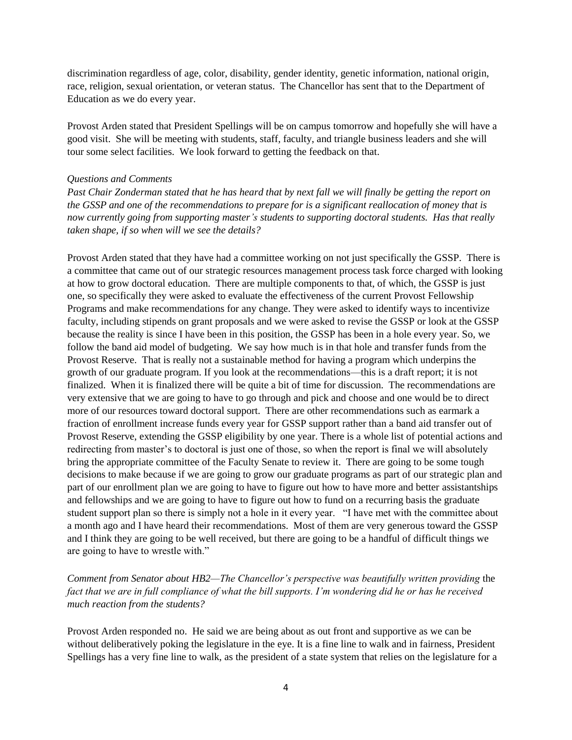discrimination regardless of age, color, disability, gender identity, genetic information, national origin, race, religion, sexual orientation, or veteran status. The Chancellor has sent that to the Department of Education as we do every year.

Provost Arden stated that President Spellings will be on campus tomorrow and hopefully she will have a good visit. She will be meeting with students, staff, faculty, and triangle business leaders and she will tour some select facilities. We look forward to getting the feedback on that.

*Questions and Comments*

*Past Chair Zonderman stated that he has heard that by next fall we will finally be getting the report on the GSSP and one of the recommendations to prepare for is a significant reallocation of money that is now currently going from supporting master's students to supporting doctoral students. Has that really taken shape, if so when will we see the details?*

Provost Arden stated that they have had a committee working on not just specifically the GSSP. There is a committee that came out of our strategic resources management process task force charged with looking at how to grow doctoral education. There are multiple components to that, of which, the GSSP is just one, so specifically they were asked to evaluate the effectiveness of the current Provost Fellowship Programs and make recommendations for any change. They were asked to identify ways to incentivize faculty, including stipends on grant proposals and we were asked to revise the GSSP or look at the GSSP because the reality is since I have been in this position, the GSSP has been in a hole every year. So, we follow the band aid model of budgeting. We say how much is in that hole and transfer funds from the Provost Reserve. That is really not a sustainable method for having a program which underpins the growth of our graduate program. If you look at the recommendations—this is a draft report; it is not finalized. When it is finalized there will be quite a bit of time for discussion. The recommendations are very extensive that we are going to have to go through and pick and choose and one would be to direct more of our resources toward doctoral support. There are other recommendations such as earmark a fraction of enrollment increase funds every year for GSSP support rather than a band aid transfer out of Provost Reserve, extending the GSSP eligibility by one year. There is a whole list of potential actions and redirecting from master's to doctoral is just one of those, so when the report is final we will absolutely bring the appropriate committee of the Faculty Senate to review it. There are going to be some tough decisions to make because if we are going to grow our graduate programs as part of our strategic plan and part of our enrollment plan we are going to have to figure out how to have more and better assistantships and fellowships and we are going to have to figure out how to fund on a recurring basis the graduate student support plan so there is simply not a hole in it every year. "I have met with the committee about a month ago and I have heard their recommendations. Most of them are very generous toward the GSSP and I think they are going to be well received, but there are going to be a handful of difficult things we are going to have to wrestle with."

*Comment from Senator about HB2—The Chancellor's perspective was beautifully written providing* the *fact that we are in full compliance of what the bill supports. I'm wondering did he or has he received much reaction from the students?*

Provost Arden responded no. He said we are being about as out front and supportive as we can be without deliberatively poking the legislature in the eye. It is a fine line to walk and in fairness, President Spellings has a very fine line to walk, as the president of a state system that relies on the legislature for a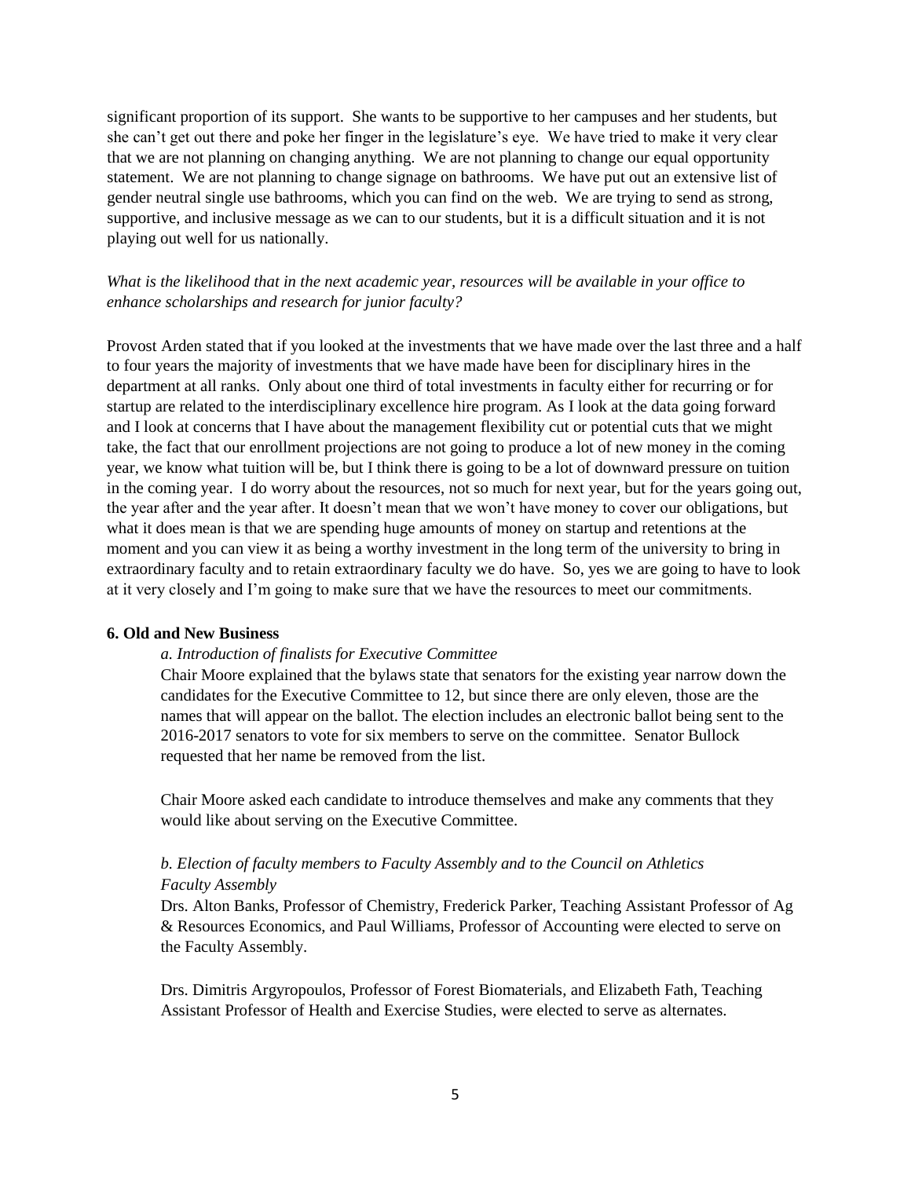significant proportion of its support. She wants to be supportive to her campuses and her students, but she can't get out there and poke her finger in the legislature's eye. We have tried to make it very clear that we are not planning on changing anything. We are not planning to change our equal opportunity statement. We are not planning to change signage on bathrooms. We have put out an extensive list of gender neutral single use bathrooms, which you can find on the web. We are trying to send as strong, supportive, and inclusive message as we can to our students, but it is a difficult situation and it is not playing out well for us nationally.

*What is the likelihood that in the next academic year, resources will be available in your office to enhance scholarships and research for junior faculty?*

Provost Arden stated that if you looked at the investments that we have made over the last three and a half to four years the majority of investments that we have made have been for disciplinary hires in the department at all ranks. Only about one third of total investments in faculty either for recurring or for startup are related to the interdisciplinary excellence hire program. As I look at the data going forward and I look at concerns that I have about the management flexibility cut or potential cuts that we might take, the fact that our enrollment projections are not going to produce a lot of new money in the coming year, we know what tuition will be, but I think there is going to be a lot of downward pressure on tuition in the coming year. I do worry about the resources, not so much for next year, but for the years going out, the year after and the year after. It doesn't mean that we won't have money to cover our obligations, but what it does mean is that we are spending huge amounts of money on startup and retentions at the moment and you can view it as being a worthy investment in the long term of the university to bring in extraordinary faculty and to retain extraordinary faculty we do have. So, yes we are going to have to look at it very closely and I'm going to make sure that we have the resources to meet our commitments.

**6. Old and New Business**

*a. Introduction of finalists for Executive Committee*

Chair Moore explained that the bylaws state that senators for the existing year narrow down the candidates for the Executive Committee to 12, but since there are only eleven, those are the names that will appear on the ballot. The election includes an electronic ballot being sent to the 2016-2017 senators to vote for six members to serve on the committee. Senator Bullock requested that her name be removed from the list.

Chair Moore asked each candidate to introduce themselves and make any comments that they would like about serving on the Executive Committee.

*b. Election of faculty members to Faculty Assembly and to the Council on Athletics*
*Faculty Assembly*

Drs. Alton Banks, Professor of Chemistry, Frederick Parker, Teaching Assistant Professor of Ag & Resources Economics, and Paul Williams, Professor of Accounting were elected to serve on the Faculty Assembly.

Drs. Dimitris Argyropoulos, Professor of Forest Biomaterials, and Elizabeth Fath, Teaching Assistant Professor of Health and Exercise Studies, were elected to serve as alternates.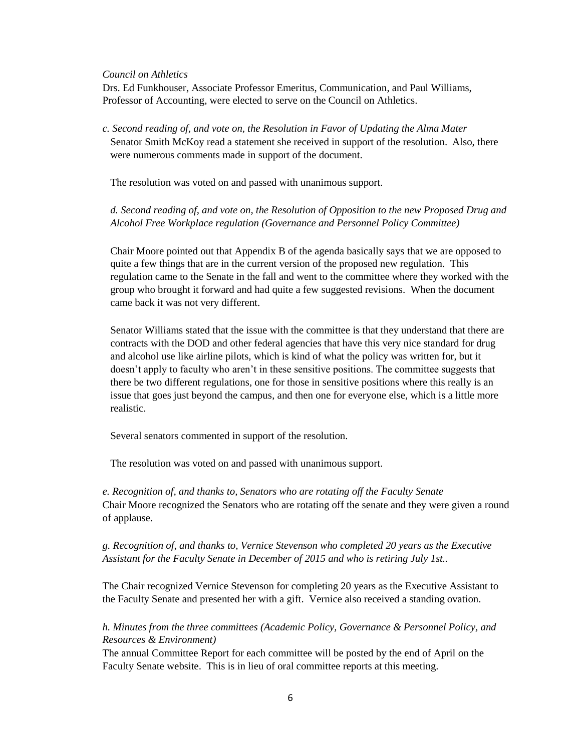*Council on Athletics*

Drs. Ed Funkhouser, Associate Professor Emeritus, Communication, and Paul Williams, Professor of Accounting, were elected to serve on the Council on Athletics.

*c. Second reading of, and vote on, the Resolution in Favor of Updating the Alma Mater*

Senator Smith McKoy read a statement she received in support of the resolution. Also, there were numerous comments made in support of the document.

The resolution was voted on and passed with unanimous support.

*d. Second reading of, and vote on, the Resolution of Opposition to the new Proposed Drug and Alcohol Free Workplace regulation (Governance and Personnel Policy Committee)*

Chair Moore pointed out that Appendix B of the agenda basically says that we are opposed to quite a few things that are in the current version of the proposed new regulation. This regulation came to the Senate in the fall and went to the committee where they worked with the group who brought it forward and had quite a few suggested revisions. When the document came back it was not very different.

Senator Williams stated that the issue with the committee is that they understand that there are contracts with the DOD and other federal agencies that have this very nice standard for drug and alcohol use like airline pilots, which is kind of what the policy was written for, but it doesn't apply to faculty who aren't in these sensitive positions. The committee suggests that there be two different regulations, one for those in sensitive positions where this really is an issue that goes just beyond the campus, and then one for everyone else, which is a little more realistic.

Several senators commented in support of the resolution.

The resolution was voted on and passed with unanimous support.

*e. Recognition of, and thanks to, Senators who are rotating off the Faculty Senate*

Chair Moore recognized the Senators who are rotating off the senate and they were given a round of applause.

*g. Recognition of, and thanks to, Vernice Stevenson who completed 20 years as the Executive Assistant for the Faculty Senate in December of 2015 and who is retiring July 1st..*

The Chair recognized Vernice Stevenson for completing 20 years as the Executive Assistant to the Faculty Senate and presented her with a gift. Vernice also received a standing ovation.

*h. Minutes from the three committees (Academic Policy, Governance & Personnel Policy, and Resources & Environment)*

The annual Committee Report for each committee will be posted by the end of April on the Faculty Senate website. This is in lieu of oral committee reports at this meeting.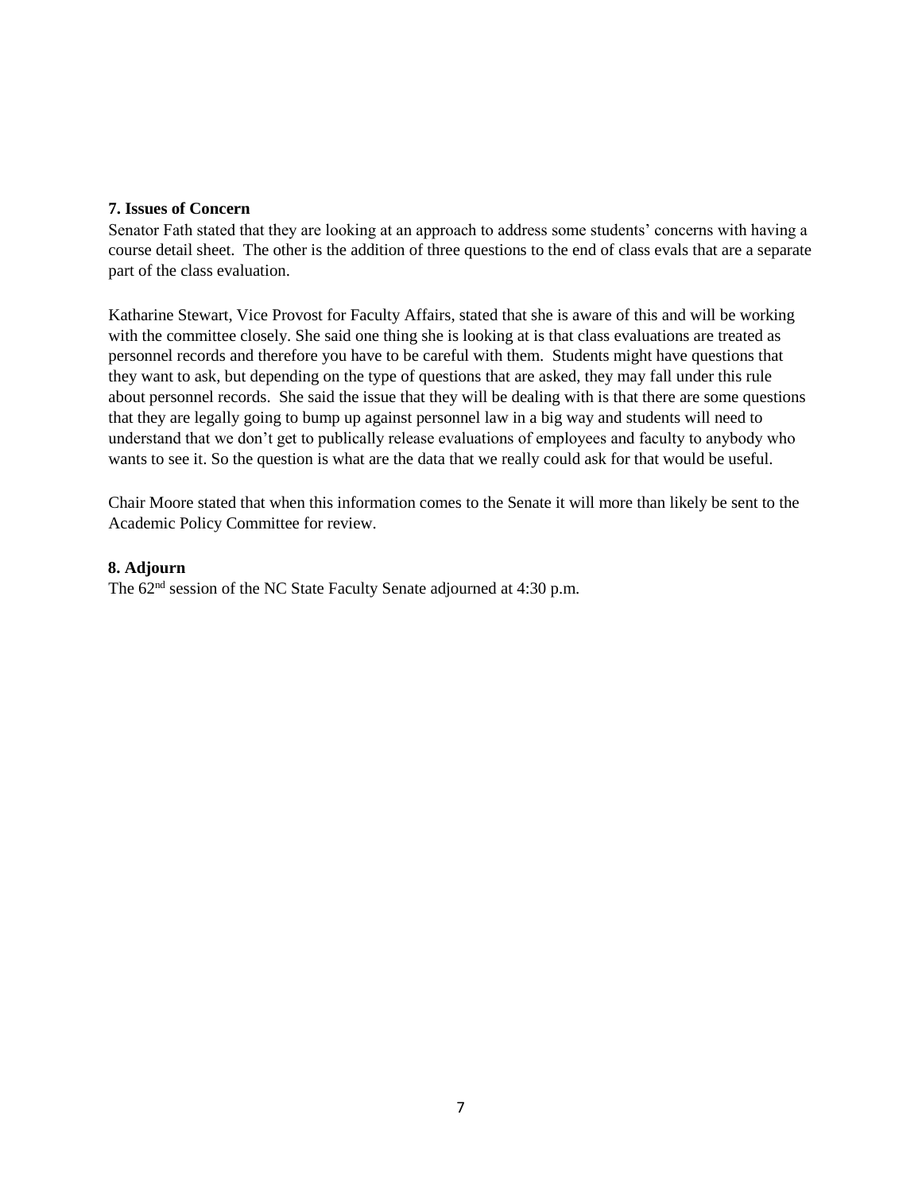**7. Issues of Concern**

Senator Fath stated that they are looking at an approach to address some students' concerns with having a course detail sheet. The other is the addition of three questions to the end of class evals that are a separate part of the class evaluation.

Katharine Stewart, Vice Provost for Faculty Affairs, stated that she is aware of this and will be working with the committee closely. She said one thing she is looking at is that class evaluations are treated as personnel records and therefore you have to be careful with them. Students might have questions that they want to ask, but depending on the type of questions that are asked, they may fall under this rule about personnel records. She said the issue that they will be dealing with is that there are some questions that they are legally going to bump up against personnel law in a big way and students will need to understand that we don't get to publically release evaluations of employees and faculty to anybody who wants to see it. So the question is what are the data that we really could ask for that would be useful.

Chair Moore stated that when this information comes to the Senate it will more than likely be sent to the Academic Policy Committee for review.

**8. Adjourn**

The 62nd session of the NC State Faculty Senate adjourned at 4:30 p.m.